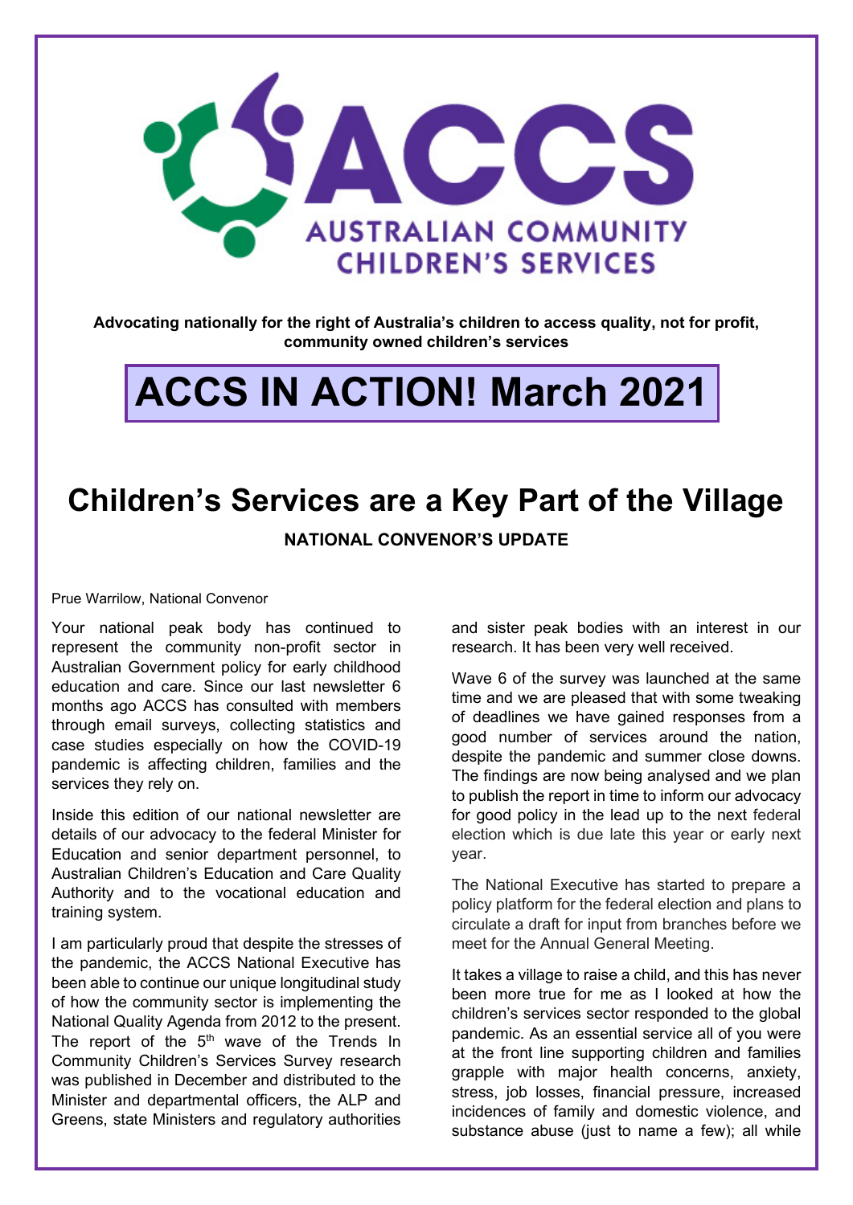# ACCS

AUSTRALIAN COMMUNITY CHILDREN'S SERVICES

**Advocating nationally for the right of Australia's children to access quality, not for profit, community owned children's services**

# ACCS IN ACTION! March 2021

## Children's Services are a Key Part of the Village

**NATIONAL CONVENOR'S UPDATE**

Prue Warrilow, National Convenor

Your national peak body has continued to represent the community non-profit sector in Australian Government policy for early childhood education and care. Since our last newsletter 6 months ago ACCS has consulted with members through email surveys, collecting statistics and case studies especially on how the COVID-19 pandemic is affecting children, families and the services they rely on.

Inside this edition of our national newsletter are details of our advocacy to the federal Minister for Education and senior department personnel, to Australian Children's Education and Care Quality Authority and to the vocational education and training system.

I am particularly proud that despite the stresses of the pandemic, the ACCS National Executive has been able to continue our unique longitudinal study of how the community sector is implementing the National Quality Agenda from 2012 to the present. The report of the 5th wave of the Trends In Community Children's Services Survey research was published in December and distributed to the Minister and departmental officers, the ALP and Greens, state Ministers and regulatory authorities and sister peak bodies with an interest in our research. It has been very well received.

Wave 6 of the survey was launched at the same time and we are pleased that with some tweaking of deadlines we have gained responses from a good number of services around the nation, despite the pandemic and summer close downs. The findings are now being analysed and we plan to publish the report in time to inform our advocacy for good policy in the lead up to the next federal election which is due late this year or early next year.

The National Executive has started to prepare a policy platform for the federal election and plans to circulate a draft for input from branches before we meet for the Annual General Meeting.

It takes a village to raise a child, and this has never been more true for me as I looked at how the children's services sector responded to the global pandemic. As an essential service all of you were at the front line supporting children and families grapple with major health concerns, anxiety, stress, job losses, financial pressure, increased incidences of family and domestic violence, and substance abuse (just to name a few); all while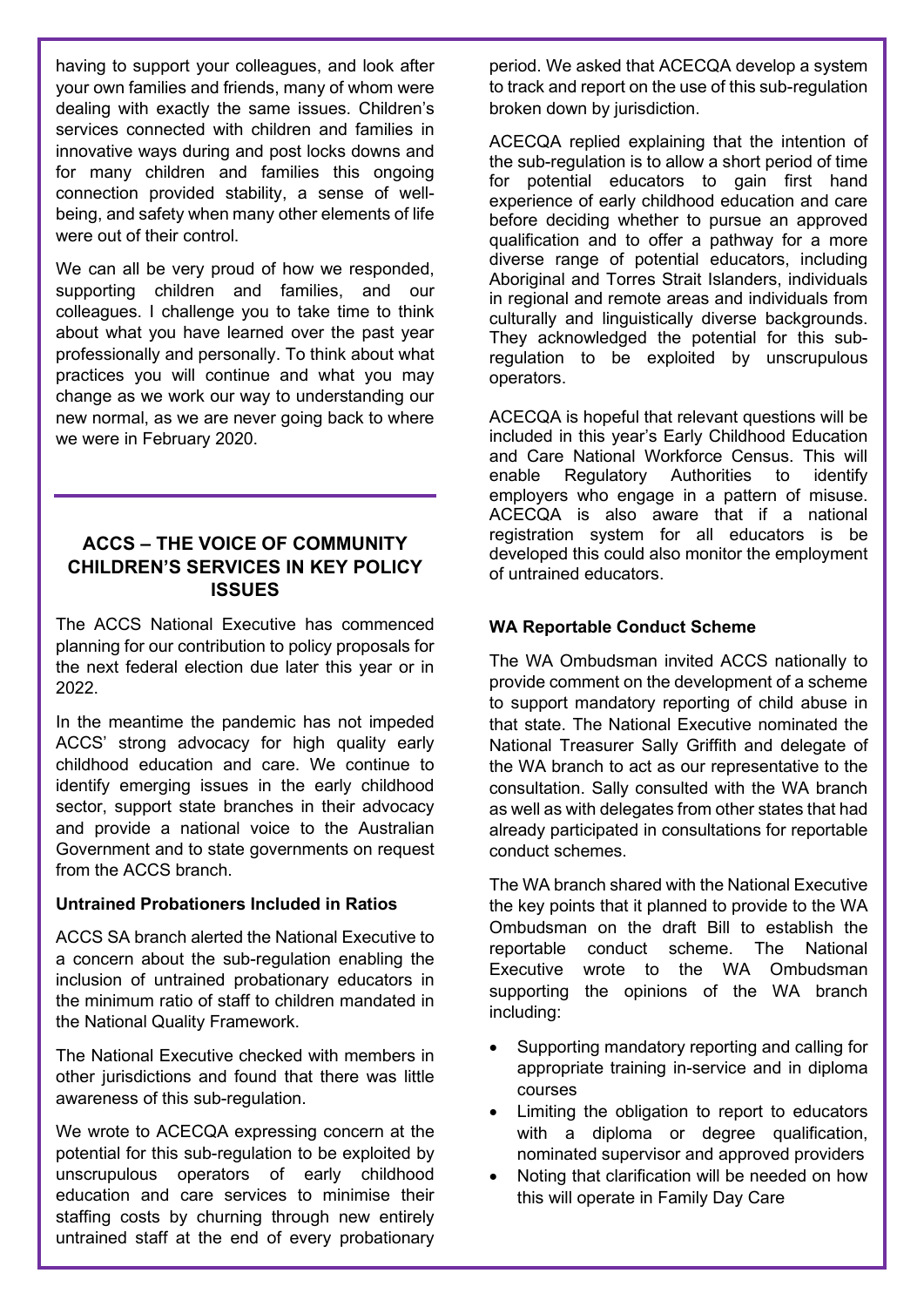having to support your colleagues, and look after your own families and friends, many of whom were dealing with exactly the same issues. Children's services connected with children and families in innovative ways during and post locks downs and for many children and families this ongoing connection provided stability, a sense of well-being, and safety when many other elements of life were out of their control.

We can all be very proud of how we responded, supporting children and families, and our colleagues. I challenge you to take time to think about what you have learned over the past year professionally and personally. To think about what practices you will continue and what you may change as we work our way to understanding our new normal, as we are never going back to where we were in February 2020.

## ACCS – THE VOICE OF COMMUNITY CHILDREN'S SERVICES IN KEY POLICY ISSUES

The ACCS National Executive has commenced planning for our contribution to policy proposals for the next federal election due later this year or in 2022.

In the meantime the pandemic has not impeded ACCS' strong advocacy for high quality early childhood education and care. We continue to identify emerging issues in the early childhood sector, support state branches in their advocacy and provide a national voice to the Australian Government and to state governments on request from the ACCS branch.

**Untrained Probationers Included in Ratios**

ACCS SA branch alerted the National Executive to a concern about the sub-regulation enabling the inclusion of untrained probationary educators in the minimum ratio of staff to children mandated in the National Quality Framework.

The National Executive checked with members in other jurisdictions and found that there was little awareness of this sub-regulation.

We wrote to ACECQA expressing concern at the potential for this sub-regulation to be exploited by unscrupulous operators of early childhood education and care services to minimise their staffing costs by churning through new entirely untrained staff at the end of every probationary period. We asked that ACECQA develop a system to track and report on the use of this sub-regulation broken down by jurisdiction.

ACECQA replied explaining that the intention of the sub-regulation is to allow a short period of time for potential educators to gain first hand experience of early childhood education and care before deciding whether to pursue an approved qualification and to offer a pathway for a more diverse range of potential educators, including Aboriginal and Torres Strait Islanders, individuals in regional and remote areas and individuals from culturally and linguistically diverse backgrounds. They acknowledged the potential for this sub-regulation to be exploited by unscrupulous operators.

ACECQA is hopeful that relevant questions will be included in this year's Early Childhood Education and Care National Workforce Census. This will enable Regulatory Authorities to identify employers who engage in a pattern of misuse. ACECQA is also aware that if a national registration system for all educators is be developed this could also monitor the employment of untrained educators.

**WA Reportable Conduct Scheme**

The WA Ombudsman invited ACCS nationally to provide comment on the development of a scheme to support mandatory reporting of child abuse in that state. The National Executive nominated the National Treasurer Sally Griffith and delegate of the WA branch to act as our representative to the consultation. Sally consulted with the WA branch as well as with delegates from other states that had already participated in consultations for reportable conduct schemes.

The WA branch shared with the National Executive the key points that it planned to provide to the WA Ombudsman on the draft Bill to establish the reportable conduct scheme. The National Executive wrote to the WA Ombudsman supporting the opinions of the WA branch including:

- Supporting mandatory reporting and calling for appropriate training in-service and in diploma courses
- Limiting the obligation to report to educators with a diploma or degree qualification, nominated supervisor and approved providers
- Noting that clarification will be needed on how this will operate in Family Day Care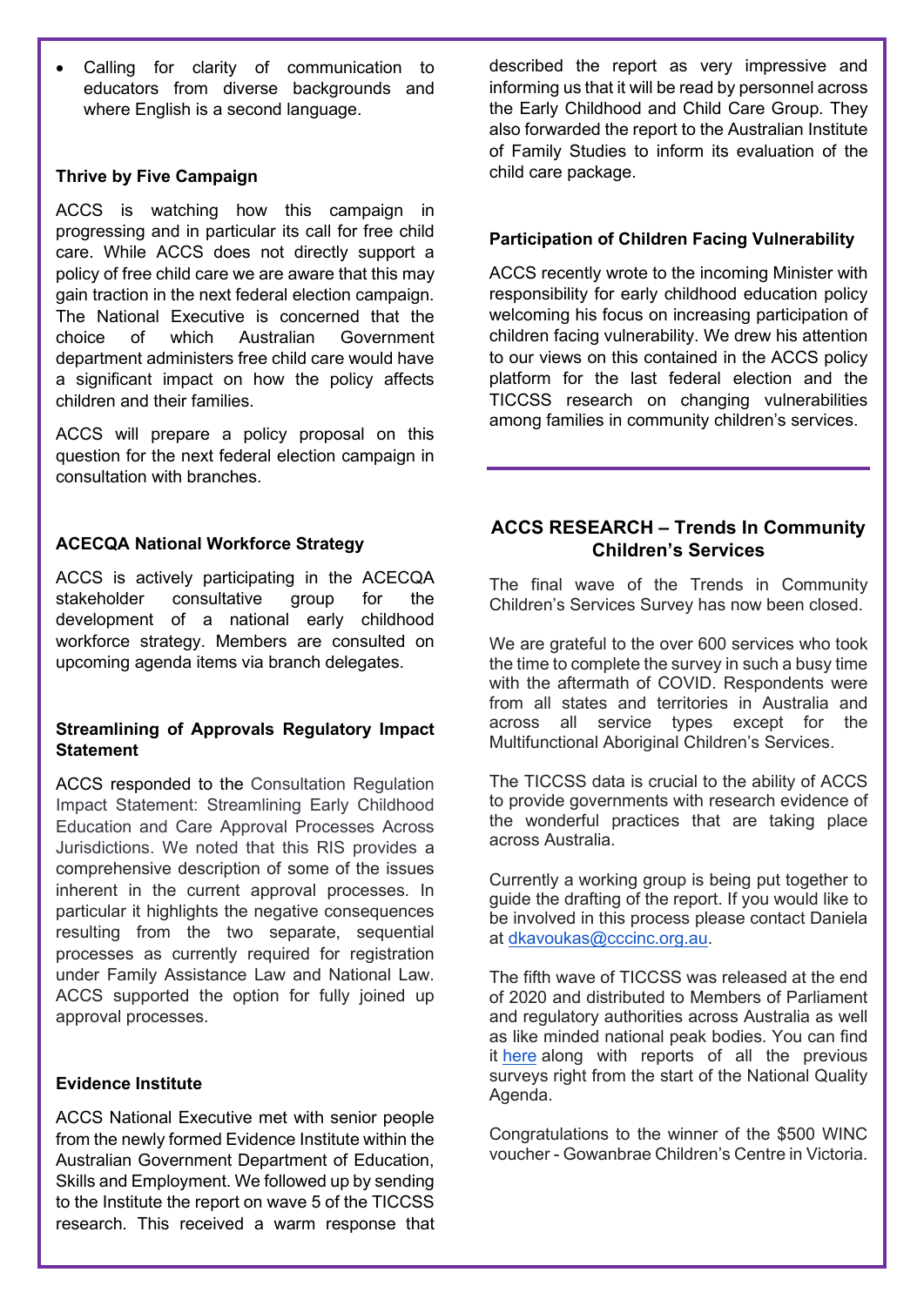- Calling for clarity of communication to educators from diverse backgrounds and where English is a second language.

### Thrive by Five Campaign

ACCS is watching how this campaign in progressing and in particular its call for free child care. While ACCS does not directly support a policy of free child care we are aware that this may gain traction in the next federal election campaign. The National Executive is concerned that the choice of which Australian Government department administers free child care would have a significant impact on how the policy affects children and their families.

ACCS will prepare a policy proposal on this question for the next federal election campaign in consultation with branches.

### ACECQA National Workforce Strategy

ACCS is actively participating in the ACECQA stakeholder consultative group for the development of a national early childhood workforce strategy. Members are consulted on upcoming agenda items via branch delegates.

### Streamlining of Approvals Regulatory Impact Statement

ACCS responded to the Consultation Regulation Impact Statement: Streamlining Early Childhood Education and Care Approval Processes Across Jurisdictions. We noted that this RIS provides a comprehensive description of some of the issues inherent in the current approval processes. In particular it highlights the negative consequences resulting from the two separate, sequential processes as currently required for registration under Family Assistance Law and National Law. ACCS supported the option for fully joined up approval processes.

### Evidence Institute

ACCS National Executive met with senior people from the newly formed Evidence Institute within the Australian Government Department of Education, Skills and Employment. We followed up by sending to the Institute the report on wave 5 of the TICCSS research. This received a warm response that described the report as very impressive and informing us that it will be read by personnel across the Early Childhood and Child Care Group. They also forwarded the report to the Australian Institute of Family Studies to inform its evaluation of the child care package.

### Participation of Children Facing Vulnerability

ACCS recently wrote to the incoming Minister with responsibility for early childhood education policy welcoming his focus on increasing participation of children facing vulnerability. We drew his attention to our views on this contained in the ACCS policy platform for the last federal election and the TICCSS research on changing vulnerabilities among families in community children's services.

## ACCS RESEARCH – Trends In Community Children's Services

The final wave of the Trends in Community Children's Services Survey has now been closed.

We are grateful to the over 600 services who took the time to complete the survey in such a busy time with the aftermath of COVID. Respondents were from all states and territories in Australia and across all service types except for the Multifunctional Aboriginal Children's Services.

The TICCSS data is crucial to the ability of ACCS to provide governments with research evidence of the wonderful practices that are taking place across Australia.

Currently a working group is being put together to guide the drafting of the report. If you would like to be involved in this process please contact Daniela at dkavoukas@cccinc.org.au.

The fifth wave of TICCSS was released at the end of 2020 and distributed to Members of Parliament and regulatory authorities across Australia as well as like minded national peak bodies. You can find it here along with reports of all the previous surveys right from the start of the National Quality Agenda.

Congratulations to the winner of the $500 WINC voucher - Gowanbrae Children's Centre in Victoria.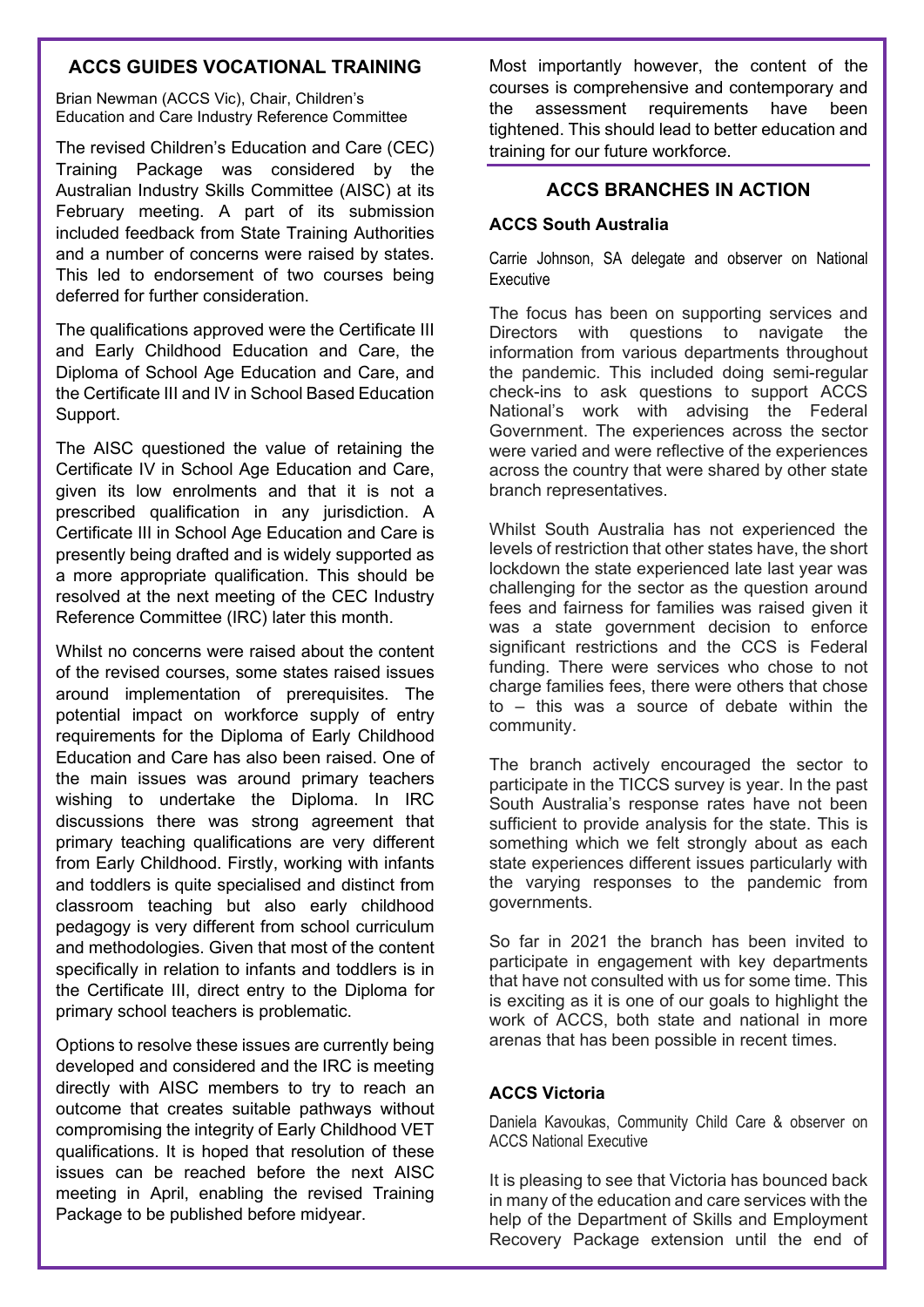## ACCS GUIDES VOCATIONAL TRAINING

Brian Newman (ACCS Vic), Chair, Children's Education and Care Industry Reference Committee

The revised Children's Education and Care (CEC) Training Package was considered by the Australian Industry Skills Committee (AISC) at its February meeting. A part of its submission included feedback from State Training Authorities and a number of concerns were raised by states. This led to endorsement of two courses being deferred for further consideration.

The qualifications approved were the Certificate III and Early Childhood Education and Care, the Diploma of School Age Education and Care, and the Certificate III and IV in School Based Education Support.

The AISC questioned the value of retaining the Certificate IV in School Age Education and Care, given its low enrolments and that it is not a prescribed qualification in any jurisdiction. A Certificate III in School Age Education and Care is presently being drafted and is widely supported as a more appropriate qualification. This should be resolved at the next meeting of the CEC Industry Reference Committee (IRC) later this month.

Whilst no concerns were raised about the content of the revised courses, some states raised issues around implementation of prerequisites. The potential impact on workforce supply of entry requirements for the Diploma of Early Childhood Education and Care has also been raised. One of the main issues was around primary teachers wishing to undertake the Diploma. In IRC discussions there was strong agreement that primary teaching qualifications are very different from Early Childhood. Firstly, working with infants and toddlers is quite specialised and distinct from classroom teaching but also early childhood pedagogy is very different from school curriculum and methodologies. Given that most of the content specifically in relation to infants and toddlers is in the Certificate III, direct entry to the Diploma for primary school teachers is problematic.

Options to resolve these issues are currently being developed and considered and the IRC is meeting directly with AISC members to try to reach an outcome that creates suitable pathways without compromising the integrity of Early Childhood VET qualifications. It is hoped that resolution of these issues can be reached before the next AISC meeting in April, enabling the revised Training Package to be published before midyear.

Most importantly however, the content of the courses is comprehensive and contemporary and the assessment requirements have been tightened. This should lead to better education and training for our future workforce.

## ACCS BRANCHES IN ACTION

### ACCS South Australia

Carrie Johnson, SA delegate and observer on National Executive

The focus has been on supporting services and Directors with questions to navigate the information from various departments throughout the pandemic. This included doing semi-regular check-ins to ask questions to support ACCS National's work with advising the Federal Government. The experiences across the sector were varied and were reflective of the experiences across the country that were shared by other state branch representatives.

Whilst South Australia has not experienced the levels of restriction that other states have, the short lockdown the state experienced late last year was challenging for the sector as the question around fees and fairness for families was raised given it was a state government decision to enforce significant restrictions and the CCS is Federal funding. There were services who chose to not charge families fees, there were others that chose to – this was a source of debate within the community.

The branch actively encouraged the sector to participate in the TICCS survey is year. In the past South Australia's response rates have not been sufficient to provide analysis for the state. This is something which we felt strongly about as each state experiences different issues particularly with the varying responses to the pandemic from governments.

So far in 2021 the branch has been invited to participate in engagement with key departments that have not consulted with us for some time. This is exciting as it is one of our goals to highlight the work of ACCS, both state and national in more arenas that has been possible in recent times.

### ACCS Victoria

Daniela Kavoukas, Community Child Care & observer on ACCS National Executive

It is pleasing to see that Victoria has bounced back in many of the education and care services with the help of the Department of Skills and Employment Recovery Package extension until the end of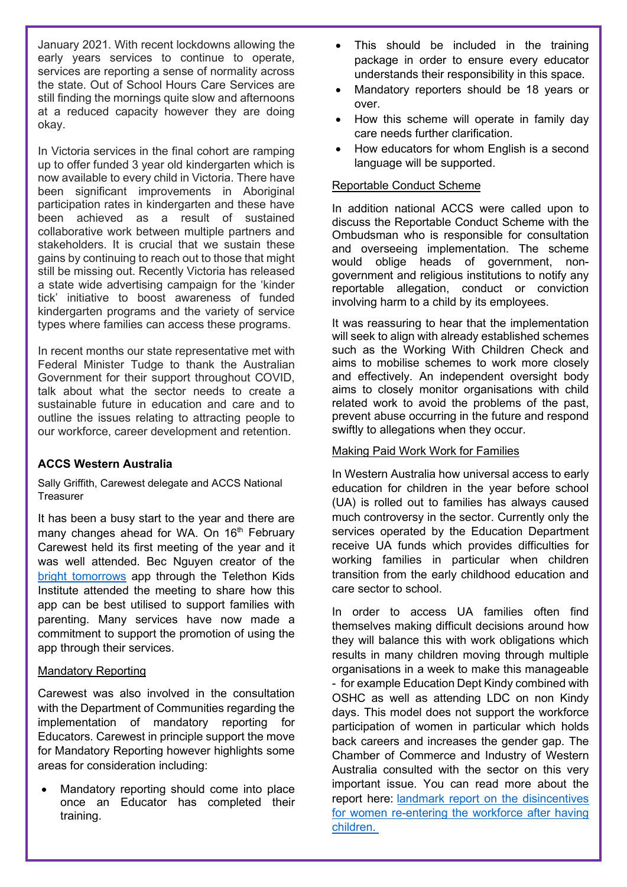January 2021. With recent lockdowns allowing the early years services to continue to operate, services are reporting a sense of normality across the state. Out of School Hours Care Services are still finding the mornings quite slow and afternoons at a reduced capacity however they are doing okay.

In Victoria services in the final cohort are ramping up to offer funded 3 year old kindergarten which is now available to every child in Victoria. There have been significant improvements in Aboriginal participation rates in kindergarten and these have been achieved as a result of sustained collaborative work between multiple partners and stakeholders. It is crucial that we sustain these gains by continuing to reach out to those that might still be missing out. Recently Victoria has released a state wide advertising campaign for the 'kinder tick' initiative to boost awareness of funded kindergarten programs and the variety of service types where families can access these programs.

In recent months our state representative met with Federal Minister Tudge to thank the Australian Government for their support throughout COVID, talk about what the sector needs to create a sustainable future in education and care and to outline the issues relating to attracting people to our workforce, career development and retention.

### ACCS Western Australia

Sally Griffith, Carewest delegate and ACCS National Treasurer

It has been a busy start to the year and there are many changes ahead for WA. On 16th February Carewest held its first meeting of the year and it was well attended. Bec Nguyen creator of the bright tomorrows app through the Telethon Kids Institute attended the meeting to share how this app can be best utilised to support families with parenting. Many services have now made a commitment to support the promotion of using the app through their services.

#### Mandatory Reporting

Carewest was also involved in the consultation with the Department of Communities regarding the implementation of mandatory reporting for Educators. Carewest in principle support the move for Mandatory Reporting however highlights some areas for consideration including:

- Mandatory reporting should come into place once an Educator has completed their training.
- This should be included in the training package in order to ensure every educator understands their responsibility in this space.
- Mandatory reporters should be 18 years or over.
- How this scheme will operate in family day care needs further clarification.
- How educators for whom English is a second language will be supported.

#### Reportable Conduct Scheme

In addition national ACCS were called upon to discuss the Reportable Conduct Scheme with the Ombudsman who is responsible for consultation and overseeing implementation. The scheme would oblige heads of government, non-government and religious institutions to notify any reportable allegation, conduct or conviction involving harm to a child by its employees.

It was reassuring to hear that the implementation will seek to align with already established schemes such as the Working With Children Check and aims to mobilise schemes to work more closely and effectively. An independent oversight body aims to closely monitor organisations with child related work to avoid the problems of the past, prevent abuse occurring in the future and respond swiftly to allegations when they occur.

#### Making Paid Work Work for Families

In Western Australia how universal access to early education for children in the year before school (UA) is rolled out to families has always caused much controversy in the sector. Currently only the services operated by the Education Department receive UA funds which provides difficulties for working families in particular when children transition from the early childhood education and care sector to school.

In order to access UA families often find themselves making difficult decisions around how they will balance this with work obligations which results in many children moving through multiple organisations in a week to make this manageable - for example Education Dept Kindy combined with OSHC as well as attending LDC on non Kindy days. This model does not support the workforce participation of women in particular which holds back careers and increases the gender gap. The Chamber of Commerce and Industry of Western Australia consulted with the sector on this very important issue. You can read more about the report here: landmark report on the disincentives for women re-entering the workforce after having children.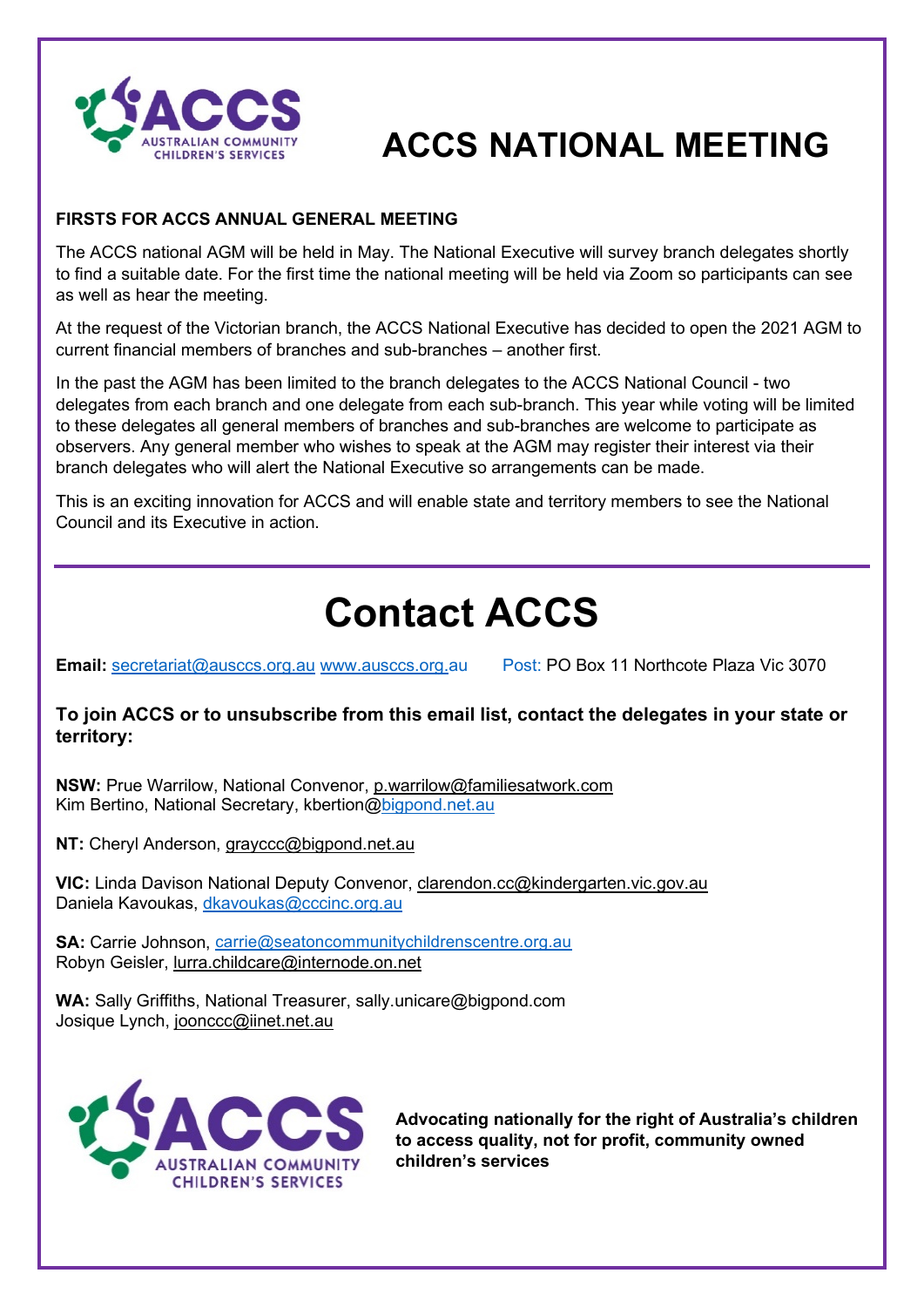# ACCS NATIONAL MEETING

**FIRSTS FOR ACCS ANNUAL GENERAL MEETING**

The ACCS national AGM will be held in May. The National Executive will survey branch delegates shortly to find a suitable date. For the first time the national meeting will be held via Zoom so participants can see as well as hear the meeting.

At the request of the Victorian branch, the ACCS National Executive has decided to open the 2021 AGM to current financial members of branches and sub-branches – another first.

In the past the AGM has been limited to the branch delegates to the ACCS National Council - two delegates from each branch and one delegate from each sub-branch. This year while voting will be limited to these delegates all general members of branches and sub-branches are welcome to participate as observers. Any general member who wishes to speak at the AGM may register their interest via their branch delegates who will alert the National Executive so arrangements can be made.

This is an exciting innovation for ACCS and will enable state and territory members to see the National Council and its Executive in action.

# Contact ACCS

**Email:** secretariat@ausccs.org.au www.ausccs.org.au Post: PO Box 11 Northcote Plaza Vic 3070

**To join ACCS or to unsubscribe from this email list, contact the delegates in your state or territory:**

**NSW:** Prue Warrilow, National Convenor, p.warrilow@familiesatwork.com
Kim Bertino, National Secretary, kbertion@bigpond.net.au

**NT:** Cheryl Anderson, grayccc@bigpond.net.au

**VIC:** Linda Davison National Deputy Convenor, clarendon.cc@kindergarten.vic.gov.au
Daniela Kavoukas, dkavoukas@cccinc.org.au

**SA:** Carrie Johnson, carrie@seatoncommunitychildrenscentre.org.au
Robyn Geisler, lurra.childcare@internode.on.net

**WA:** Sally Griffiths, National Treasurer, sally.unicare@bigpond.com
Josique Lynch, jooncсс@iinet.net.au

ACCS AUSTRALIAN COMMUNITY CHILDREN'S SERVICES

**Advocating nationally for the right of Australia's children to access quality, not for profit, community owned children's services**